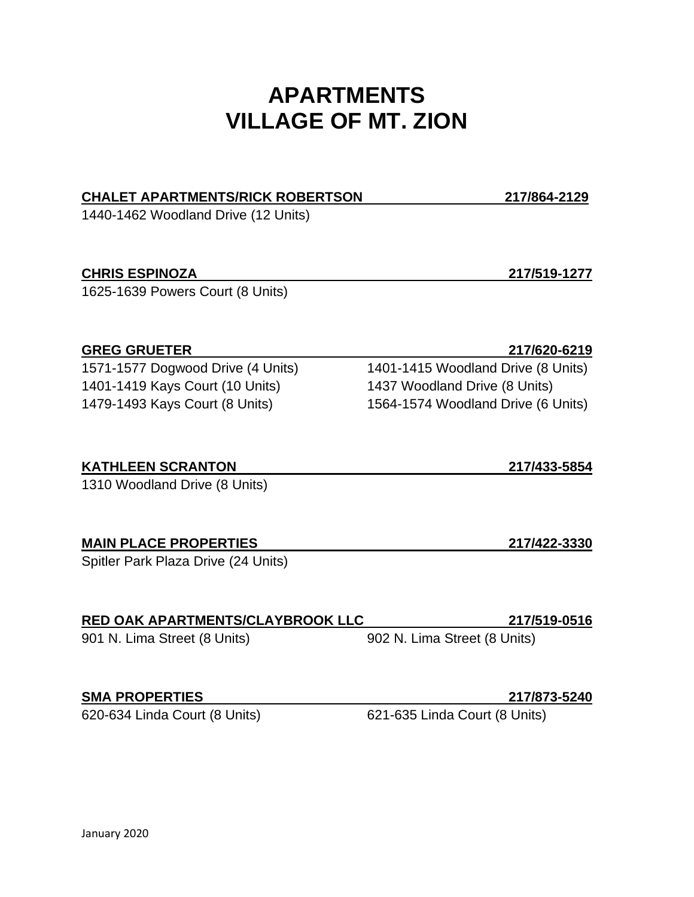# APARTMENTS
# VILLAGE OF MT. ZION

**CHALET APARTMENTS/RICK ROBERTSON** **217/864-2129**

1440-1462 Woodland Drive (12 Units)

**CHRIS ESPINOZA** **217/519-1277**

1625-1639 Powers Court (8 Units)

**GREG GRUETER** **217/620-6219**

1571-1577 Dogwood Drive (4 Units)
1401-1419 Kays Court (10 Units)
1479-1493 Kays Court (8 Units)
1401-1415 Woodland Drive (8 Units)
1437 Woodland Drive (8 Units)
1564-1574 Woodland Drive (6 Units)

**KATHLEEN SCRANTON** **217/433-5854**

1310 Woodland Drive (8 Units)

**MAIN PLACE PROPERTIES** **217/422-3330**

Spitler Park Plaza Drive (24 Units)

**RED OAK APARTMENTS/CLAYBROOK LLC** **217/519-0516**

901 N. Lima Street (8 Units)
902 N. Lima Street (8 Units)

**SMA PROPERTIES** **217/873-5240**

620-634 Linda Court (8 Units)
621-635 Linda Court (8 Units)

January 2020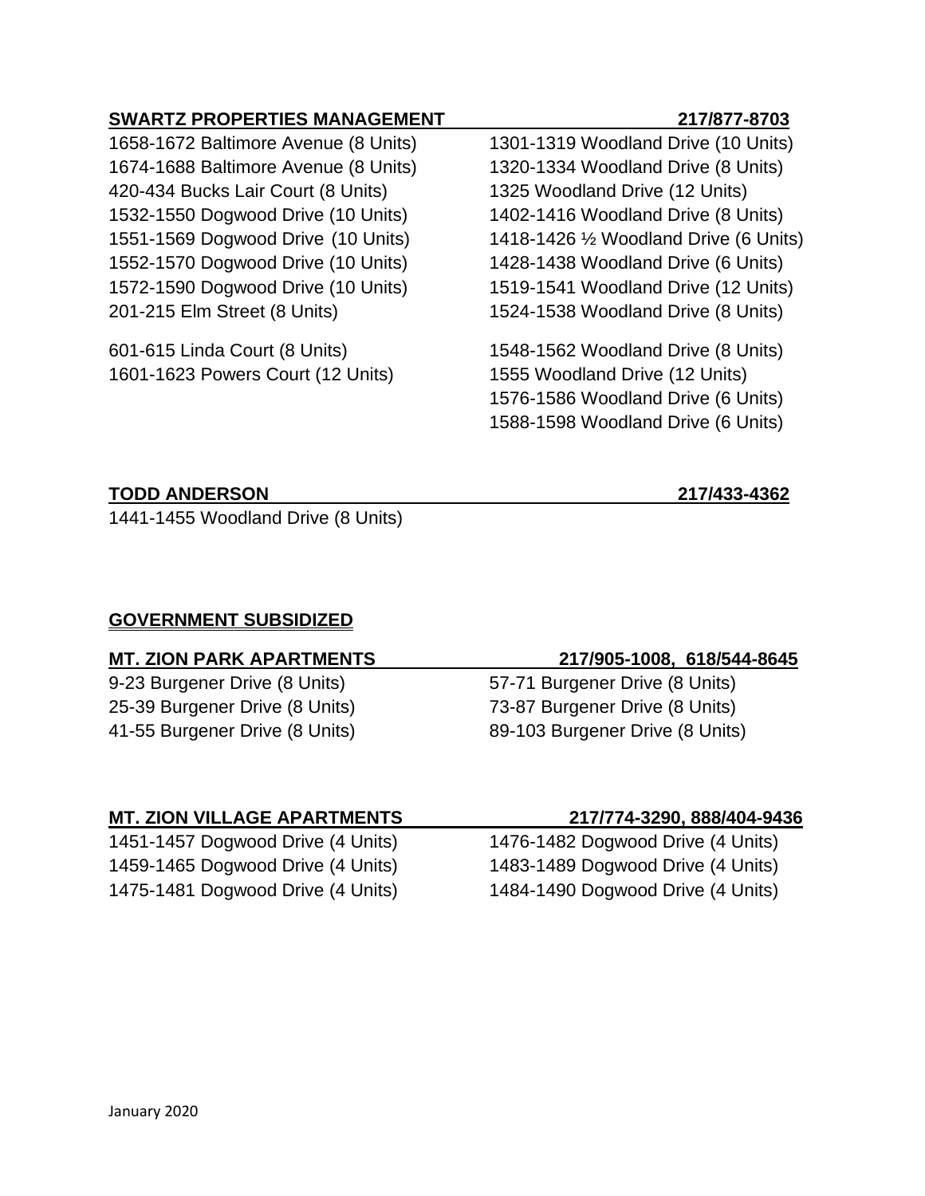**SWARTZ PROPERTIES MANAGEMENT 217/877-8703**

1658-1672 Baltimore Avenue (8 Units)
1674-1688 Baltimore Avenue (8 Units)
420-434 Bucks Lair Court (8 Units)
1532-1550 Dogwood Drive (10 Units)
1551-1569 Dogwood Drive (10 Units)
1552-1570 Dogwood Drive (10 Units)
1572-1590 Dogwood Drive (10 Units)
201-215 Elm Street (8 Units)

601-615 Linda Court (8 Units)
1601-1623 Powers Court (12 Units)

1301-1319 Woodland Drive (10 Units)
1320-1334 Woodland Drive (8 Units)
1325 Woodland Drive (12 Units)
1402-1416 Woodland Drive (8 Units)
1418-1426 ½ Woodland Drive (6 Units)
1428-1438 Woodland Drive (6 Units)
1519-1541 Woodland Drive (12 Units)
1524-1538 Woodland Drive (8 Units)

1548-1562 Woodland Drive (8 Units)
1555 Woodland Drive (12 Units)
1576-1586 Woodland Drive (6 Units)
1588-1598 Woodland Drive (6 Units)

**TODD ANDERSON 217/433-4362**

1441-1455 Woodland Drive (8 Units)

**GOVERNMENT SUBSIDIZED**

**MT. ZION PARK APARTMENTS 217/905-1008, 618/544-8645**

9-23 Burgener Drive (8 Units)
25-39 Burgener Drive (8 Units)
41-55 Burgener Drive (8 Units)
57-71 Burgener Drive (8 Units)
73-87 Burgener Drive (8 Units)
89-103 Burgener Drive (8 Units)

**MT. ZION VILLAGE APARTMENTS 217/774-3290, 888/404-9436**

1451-1457 Dogwood Drive (4 Units)
1459-1465 Dogwood Drive (4 Units)
1475-1481 Dogwood Drive (4 Units)
1476-1482 Dogwood Drive (4 Units)
1483-1489 Dogwood Drive (4 Units)
1484-1490 Dogwood Drive (4 Units)

January 2020